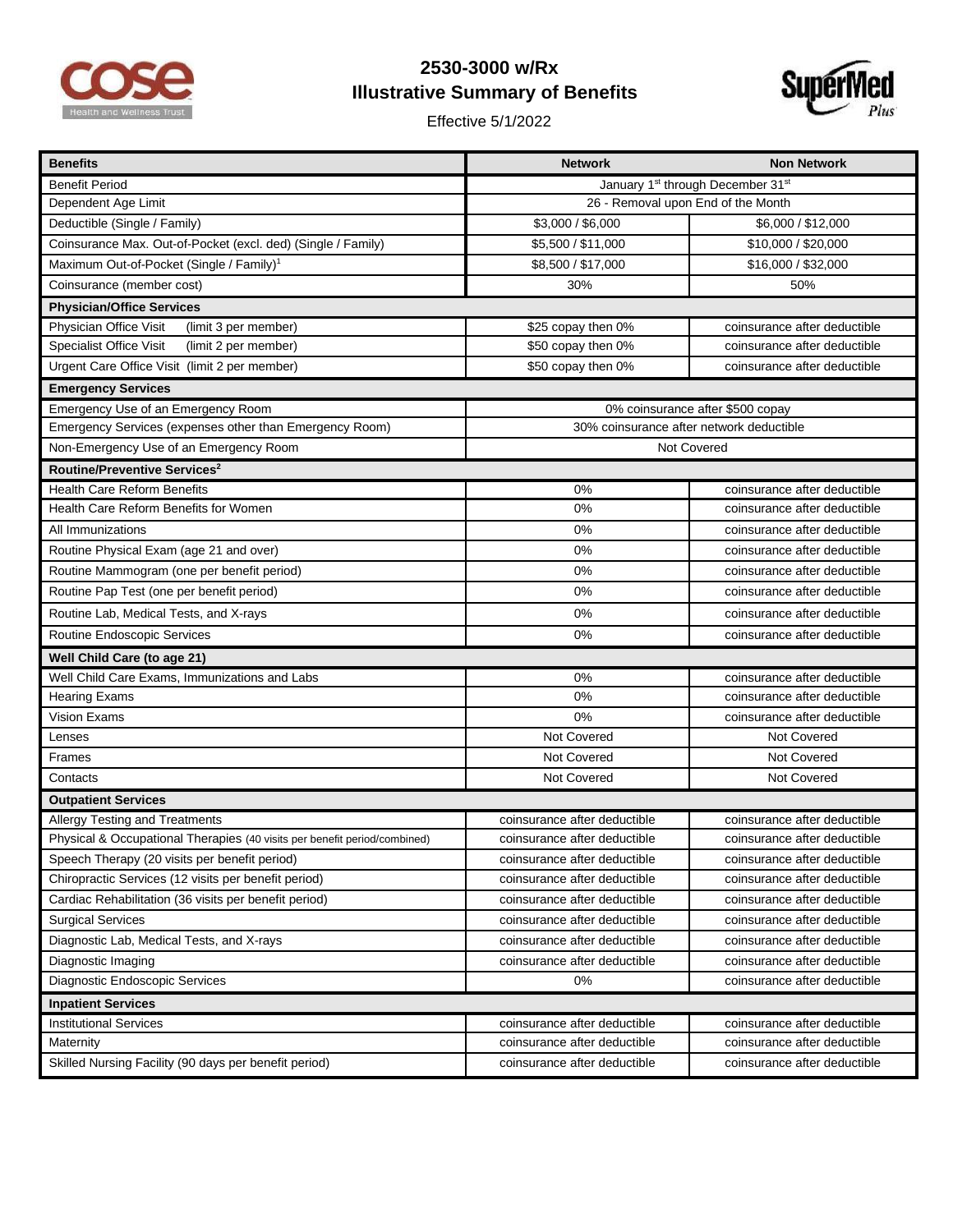# 2530-3000 w/Rx
# Illustrative Summary of Benefits

Effective 5/1/2022

| Benefits | Network | Non Network |
|---|---|---|
| Benefit Period | January 1st through December 31st | |
| Dependent Age Limit | 26 - Removal upon End of the Month | |
| Deductible (Single / Family) | $3,000 / $6,000 | $6,000 / $12,000 |
| Coinsurance Max. Out-of-Pocket (excl. ded) (Single / Family) | $5,500 / $11,000 | $10,000 / $20,000 |
| Maximum Out-of-Pocket (Single / Family)[1] | $8,500 / $17,000 | $16,000 / $32,000 |
| Coinsurance (member cost) | 30% | 50% |
| **Physician/Office Services** | | |
| Physician Office Visit (limit 3 per member) | $25 copay then 0% | coinsurance after deductible |
| Specialist Office Visit (limit 2 per member) | $50 copay then 0% | coinsurance after deductible |
| Urgent Care Office Visit (limit 2 per member) | $50 copay then 0% | coinsurance after deductible |
| **Emergency Services** | | |
| Emergency Use of an Emergency Room | 0% coinsurance after $500 copay | |
| Emergency Services (expenses other than Emergency Room) | 30% coinsurance after network deductible | |
| Non-Emergency Use of an Emergency Room | Not Covered | |
| **Routine/Preventive Services[2]** | | |
| Health Care Reform Benefits | 0% | coinsurance after deductible |
| Health Care Reform Benefits for Women | 0% | coinsurance after deductible |
| All Immunizations | 0% | coinsurance after deductible |
| Routine Physical Exam (age 21 and over) | 0% | coinsurance after deductible |
| Routine Mammogram (one per benefit period) | 0% | coinsurance after deductible |
| Routine Pap Test (one per benefit period) | 0% | coinsurance after deductible |
| Routine Lab, Medical Tests, and X-rays | 0% | coinsurance after deductible |
| Routine Endoscopic Services | 0% | coinsurance after deductible |
| **Well Child Care (to age 21)** | | |
| Well Child Care Exams, Immunizations and Labs | 0% | coinsurance after deductible |
| Hearing Exams | 0% | coinsurance after deductible |
| Vision Exams | 0% | coinsurance after deductible |
| Lenses | Not Covered | Not Covered |
| Frames | Not Covered | Not Covered |
| Contacts | Not Covered | Not Covered |
| **Outpatient Services** | | |
| Allergy Testing and Treatments | coinsurance after deductible | coinsurance after deductible |
| Physical & Occupational Therapies (40 visits per benefit period/combined) | coinsurance after deductible | coinsurance after deductible |
| Speech Therapy (20 visits per benefit period) | coinsurance after deductible | coinsurance after deductible |
| Chiropractic Services (12 visits per benefit period) | coinsurance after deductible | coinsurance after deductible |
| Cardiac Rehabilitation (36 visits per benefit period) | coinsurance after deductible | coinsurance after deductible |
| Surgical Services | coinsurance after deductible | coinsurance after deductible |
| Diagnostic Lab, Medical Tests, and X-rays | coinsurance after deductible | coinsurance after deductible |
| Diagnostic Imaging | coinsurance after deductible | coinsurance after deductible |
| Diagnostic Endoscopic Services | 0% | coinsurance after deductible |
| **Inpatient Services** | | |
| Institutional Services | coinsurance after deductible | coinsurance after deductible |
| Maternity | coinsurance after deductible | coinsurance after deductible |
| Skilled Nursing Facility (90 days per benefit period) | coinsurance after deductible | coinsurance after deductible |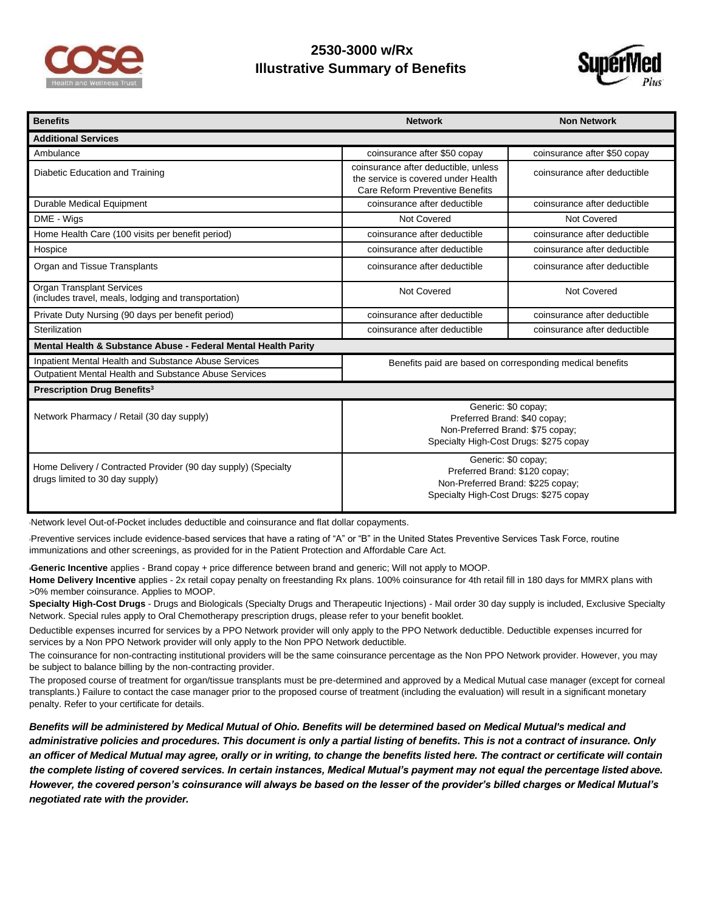# 2530-3000 w/Rx
## Illustrative Summary of Benefits

| Benefits | Network | Non Network |
|---|---|---|
| **Additional Services** | | |
| Ambulance | coinsurance after $50 copay | coinsurance after $50 copay |
| Diabetic Education and Training | coinsurance after deductible, unless the service is covered under Health Care Reform Preventive Benefits | coinsurance after deductible |
| Durable Medical Equipment | coinsurance after deductible | coinsurance after deductible |
| DME - Wigs | Not Covered | Not Covered |
| Home Health Care (100 visits per benefit period) | coinsurance after deductible | coinsurance after deductible |
| Hospice | coinsurance after deductible | coinsurance after deductible |
| Organ and Tissue Transplants | coinsurance after deductible | coinsurance after deductible |
| Organ Transplant Services (includes travel, meals, lodging and transportation) | Not Covered | Not Covered |
| Private Duty Nursing (90 days per benefit period) | coinsurance after deductible | coinsurance after deductible |
| Sterilization | coinsurance after deductible | coinsurance after deductible |
| **Mental Health & Substance Abuse - Federal Mental Health Parity** | | |
| Inpatient Mental Health and Substance Abuse Services | Benefits paid are based on corresponding medical benefits | |
| Outpatient Mental Health and Substance Abuse Services | | |
| **Prescription Drug Benefits[3]** | | |
| Network Pharmacy / Retail (30 day supply) | Generic: $0 copay; Preferred Brand: $40 copay; Non-Preferred Brand: $75 copay; Specialty High-Cost Drugs: $275 copay | |
| Home Delivery / Contracted Provider (90 day supply) (Specialty drugs limited to 30 day supply) | Generic: $0 copay; Preferred Brand: $120 copay; Non-Preferred Brand: $225 copay; Specialty High-Cost Drugs: $275 copay | |

[1]Network level Out-of-Pocket includes deductible and coinsurance and flat dollar copayments.

[2]Preventive services include evidence-based services that have a rating of "A" or "B" in the United States Preventive Services Task Force, routine immunizations and other screenings, as provided for in the Patient Protection and Affordable Care Act.

[3]**Generic Incentive** applies - Brand copay + price difference between brand and generic; Will not apply to MOOP.
**Home Delivery Incentive** applies - 2x retail copay penalty on freestanding Rx plans. 100% coinsurance for 4th retail fill in 180 days for MMRX plans with >0% member coinsurance. Applies to MOOP.
**Specialty High-Cost Drugs** - Drugs and Biologicals (Specialty Drugs and Therapeutic Injections) - Mail order 30 day supply is included, Exclusive Specialty Network. Special rules apply to Oral Chemotherapy prescription drugs, please refer to your benefit booklet.

Deductible expenses incurred for services by a PPO Network provider will only apply to the PPO Network deductible. Deductible expenses incurred for services by a Non PPO Network provider will only apply to the Non PPO Network deductible.

The coinsurance for non-contracting institutional providers will be the same coinsurance percentage as the Non PPO Network provider. However, you may be subject to balance billing by the non-contracting provider.

The proposed course of treatment for organ/tissue transplants must be pre-determined and approved by a Medical Mutual case manager (except for corneal transplants.) Failure to contact the case manager prior to the proposed course of treatment (including the evaluation) will result in a significant monetary penalty. Refer to your certificate for details.

***Benefits will be administered by Medical Mutual of Ohio. Benefits will be determined based on Medical Mutual's medical and administrative policies and procedures. This document is only a partial listing of benefits. This is not a contract of insurance. Only an officer of Medical Mutual may agree, orally or in writing, to change the benefits listed here. The contract or certificate will contain the complete listing of covered services. In certain instances, Medical Mutual's payment may not equal the percentage listed above. However, the covered person's coinsurance will always be based on the lesser of the provider's billed charges or Medical Mutual's negotiated rate with the provider.***